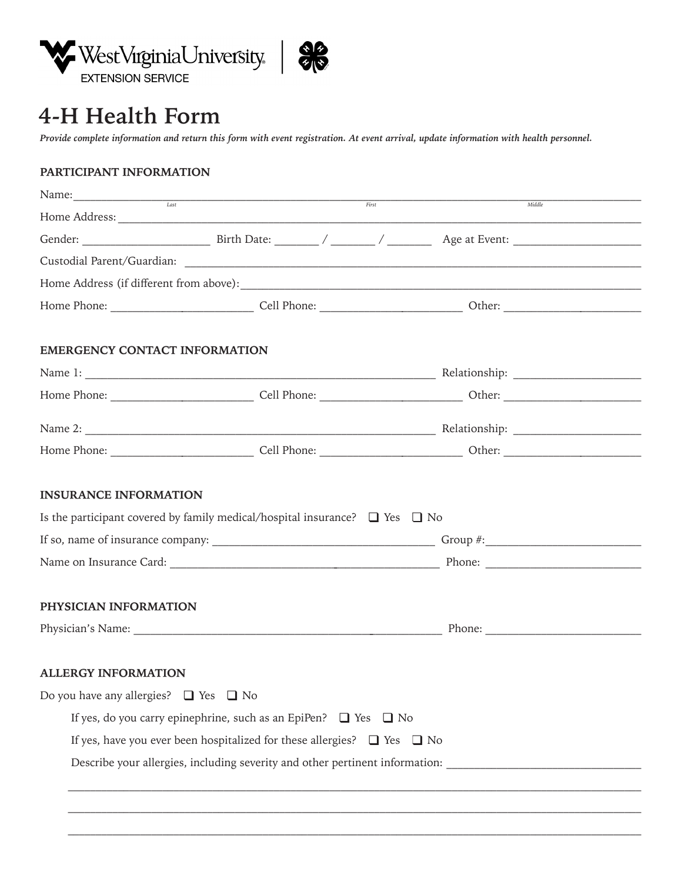West Virginia University EXTENSION SERVICE

# 4-H Health Form

***Provide complete information and return this form with event registration. At event arrival, update information with health personnel.***

## PARTICIPANT INFORMATION

Name: ______________________________ ______________________________ ______________________________
Last First Middle

Home Address: ____________________________________________________________

Gender: ____________________ Birth Date: _______ / _______ / _______ Age at Event: ____________________

Custodial Parent/Guardian: ____________________________________________________________

Home Address (if different from above): ____________________________________________________________

Home Phone: ____________________ Cell Phone: ____________________ Other: ____________________

## EMERGENCY CONTACT INFORMATION

Name 1: ____________________________________________ Relationship: ____________________

Home Phone: ____________________ Cell Phone: ____________________ Other: ____________________

Name 2: ____________________________________________ Relationship: ____________________

Home Phone: ____________________ Cell Phone: ____________________ Other: ____________________

## INSURANCE INFORMATION

Is the participant covered by family medical/hospital insurance? ❑ Yes ❑ No

If so, name of insurance company: ______________________________ Group #: ____________________

Name on Insurance Card: ______________________________ Phone: ____________________

## PHYSICIAN INFORMATION

Physician's Name: ____________________________________________ Phone: ____________________

## ALLERGY INFORMATION

Do you have any allergies? ❑ Yes ❑ No

If yes, do you carry epinephrine, such as an EpiPen? ❑ Yes ❑ No

If yes, have you ever been hospitalized for these allergies? ❑ Yes ❑ No

Describe your allergies, including severity and other pertinent information: ______________________________

____________________________________________________________

____________________________________________________________

____________________________________________________________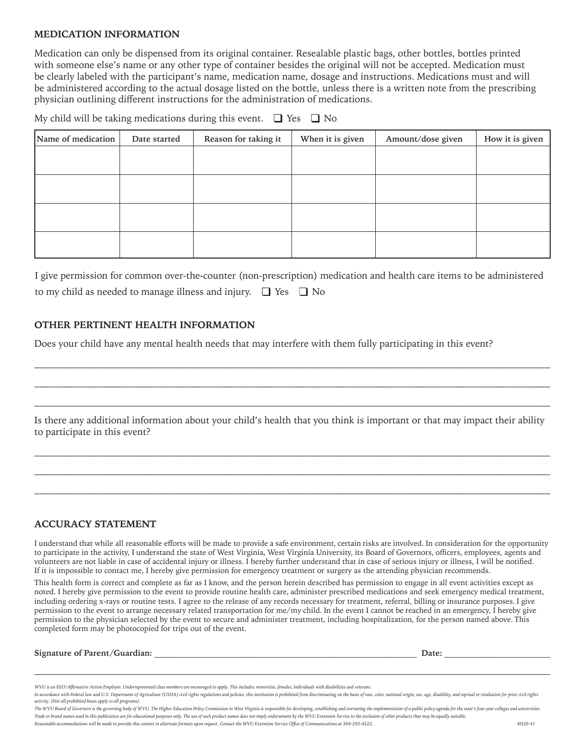## MEDICATION INFORMATION

Medication can only be dispensed from its original container. Resealable plastic bags, other bottles, bottles printed with someone else's name or any other type of container besides the original will not be accepted. Medication must be clearly labeled with the participant's name, medication name, dosage and instructions. Medications must and will be administered according to the actual dosage listed on the bottle, unless there is a written note from the prescribing physician outlining different instructions for the administration of medications.

My child will be taking medications during this event. ❑ Yes ❑ No

| Name of medication | Date started | Reason for taking it | When it is given | Amount/dose given | How it is given |
|---|---|---|---|---|---|
| | | | | | |
| | | | | | |
| | | | | | |
| | | | | | |

I give permission for common over-the-counter (non-prescription) medication and health care items to be administered to my child as needed to manage illness and injury. ❑ Yes ❑ No

## OTHER PERTINENT HEALTH INFORMATION

Does your child have any mental health needs that may interfere with them fully participating in this event?

_______________________________________________

_______________________________________________

_______________________________________________

Is there any additional information about your child's health that you think is important or that may impact their ability to participate in this event?

_______________________________________________

_______________________________________________

_______________________________________________

## ACCURACY STATEMENT

I understand that while all reasonable efforts will be made to provide a safe environment, certain risks are involved. In consideration for the opportunity to participate in the activity, I understand the state of West Virginia, West Virginia University, its Board of Governors, officers, employees, agents and volunteers are not liable in case of accidental injury or illness. I hereby further understand that in case of serious injury or illness, I will be notified. If it is impossible to contact me, I hereby give permission for emergency treatment or surgery as the attending physician recommends.

This health form is correct and complete as far as I know, and the person herein described has permission to engage in all event activities except as noted. I hereby give permission to the event to provide routine health care, administer prescribed medications and seek emergency medical treatment, including ordering x-rays or routine tests. I agree to the release of any records necessary for treatment, referral, billing or insurance purposes. I give permission to the event to arrange necessary related transportation for me/my child. In the event I cannot be reached in an emergency, I hereby give permission to the physician selected by the event to secure and administer treatment, including hospitalization, for the person named above. This completed form may be photocopied for trips out of the event.

**Signature of Parent/Guardian:** ______________________________ **Date:** ____________

*WVU is an EEO/Affirmative Action Employer. Underrepresented class members are encouraged to apply. This includes: minorities, females, individuals with disabilities and veterans.*

*In accordance with Federal law and U.S. Department of Agriculture (USDA) civil rights regulations and policies, this institution is prohibited from discriminating on the basis of race, color, national origin, sex, age, disability, and reprisal or retaliation for prior civil rights activity. (Not all prohibited bases apply to all programs).*

*The WVU Board of Governors is the governing body of WVU. The Higher Education Policy Commission in West Virginia is responsible for developing, establishing and overseeing the implementation of a public policy agenda for the state's four-year colleges and universities.*

*Trade or brand names used in this publication are for educational purposes only. The use of such product names does not imply endorsement by the WVU Extension Service to the exclusion of other products that may be equally suitable.*

*Reasonable accommodations will be made to provide this content in alternate formats upon request. Contact the WVU Extension Service Office of Communications at 304-293-4222.*

*4H20-41*